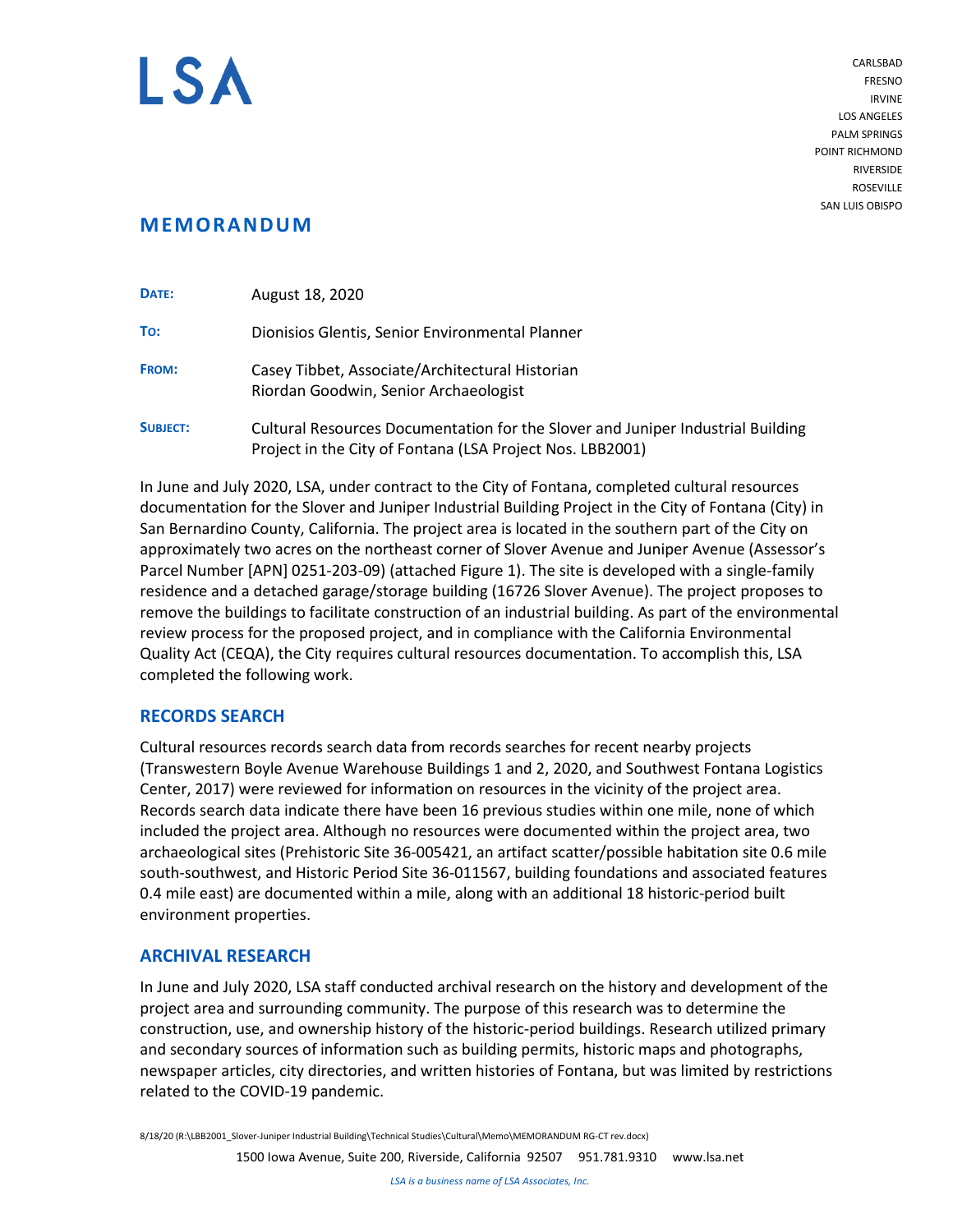LSA

CARLSBAD
FRESNO
IRVINE
LOS ANGELES
PALM SPRINGS
POINT RICHMOND
RIVERSIDE
ROSEVILLE
SAN LUIS OBISPO

# MEMORANDUM

| | |
|---|---|
| **DATE:** | August 18, 2020 |
| **TO:** | Dionisios Glentis, Senior Environmental Planner |
| **FROM:** | Casey Tibbet, Associate/Architectural Historian<br>Riordan Goodwin, Senior Archaeologist |
| **SUBJECT:** | Cultural Resources Documentation for the Slover and Juniper Industrial Building Project in the City of Fontana (LSA Project Nos. LBB2001) |

In June and July 2020, LSA, under contract to the City of Fontana, completed cultural resources documentation for the Slover and Juniper Industrial Building Project in the City of Fontana (City) in San Bernardino County, California. The project area is located in the southern part of the City on approximately two acres on the northeast corner of Slover Avenue and Juniper Avenue (Assessor's Parcel Number [APN] 0251-203-09) (attached Figure 1). The site is developed with a single-family residence and a detached garage/storage building (16726 Slover Avenue). The project proposes to remove the buildings to facilitate construction of an industrial building. As part of the environmental review process for the proposed project, and in compliance with the California Environmental Quality Act (CEQA), the City requires cultural resources documentation. To accomplish this, LSA completed the following work.

## RECORDS SEARCH

Cultural resources records search data from records searches for recent nearby projects (Transwestern Boyle Avenue Warehouse Buildings 1 and 2, 2020, and Southwest Fontana Logistics Center, 2017) were reviewed for information on resources in the vicinity of the project area. Records search data indicate there have been 16 previous studies within one mile, none of which included the project area. Although no resources were documented within the project area, two archaeological sites (Prehistoric Site 36-005421, an artifact scatter/possible habitation site 0.6 mile south-southwest, and Historic Period Site 36-011567, building foundations and associated features 0.4 mile east) are documented within a mile, along with an additional 18 historic-period built environment properties.

## ARCHIVAL RESEARCH

In June and July 2020, LSA staff conducted archival research on the history and development of the project area and surrounding community. The purpose of this research was to determine the construction, use, and ownership history of the historic-period buildings. Research utilized primary and secondary sources of information such as building permits, historic maps and photographs, newspaper articles, city directories, and written histories of Fontana, but was limited by restrictions related to the COVID-19 pandemic.

8/18/20 (R:\LBB2001_Slover-Juniper Industrial Building\Technical Studies\Cultural\Memo\MEMORANDUM RG-CT rev.docx)

1500 Iowa Avenue, Suite 200, Riverside, California 92507 951.781.9310 www.lsa.net

*LSA is a business name of LSA Associates, Inc.*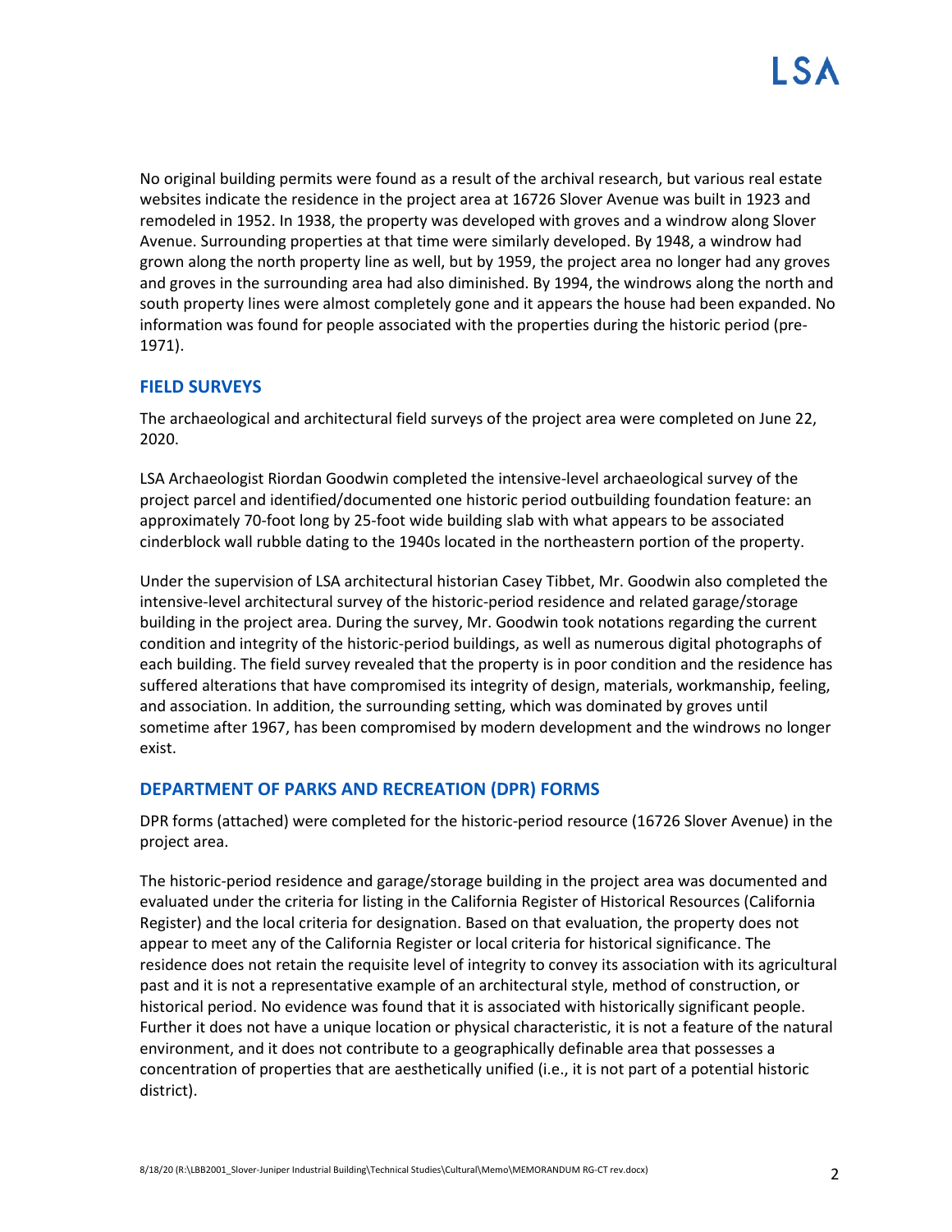No original building permits were found as a result of the archival research, but various real estate websites indicate the residence in the project area at 16726 Slover Avenue was built in 1923 and remodeled in 1952. In 1938, the property was developed with groves and a windrow along Slover Avenue. Surrounding properties at that time were similarly developed. By 1948, a windrow had grown along the north property line as well, but by 1959, the project area no longer had any groves and groves in the surrounding area had also diminished. By 1994, the windrows along the north and south property lines were almost completely gone and it appears the house had been expanded. No information was found for people associated with the properties during the historic period (pre-1971).

## FIELD SURVEYS

The archaeological and architectural field surveys of the project area were completed on June 22, 2020.

LSA Archaeologist Riordan Goodwin completed the intensive-level archaeological survey of the project parcel and identified/documented one historic period outbuilding foundation feature: an approximately 70-foot long by 25-foot wide building slab with what appears to be associated cinderblock wall rubble dating to the 1940s located in the northeastern portion of the property.

Under the supervision of LSA architectural historian Casey Tibbet, Mr. Goodwin also completed the intensive-level architectural survey of the historic-period residence and related garage/storage building in the project area. During the survey, Mr. Goodwin took notations regarding the current condition and integrity of the historic-period buildings, as well as numerous digital photographs of each building. The field survey revealed that the property is in poor condition and the residence has suffered alterations that have compromised its integrity of design, materials, workmanship, feeling, and association. In addition, the surrounding setting, which was dominated by groves until sometime after 1967, has been compromised by modern development and the windrows no longer exist.

## DEPARTMENT OF PARKS AND RECREATION (DPR) FORMS

DPR forms (attached) were completed for the historic-period resource (16726 Slover Avenue) in the project area.

The historic-period residence and garage/storage building in the project area was documented and evaluated under the criteria for listing in the California Register of Historical Resources (California Register) and the local criteria for designation. Based on that evaluation, the property does not appear to meet any of the California Register or local criteria for historical significance. The residence does not retain the requisite level of integrity to convey its association with its agricultural past and it is not a representative example of an architectural style, method of construction, or historical period. No evidence was found that it is associated with historically significant people. Further it does not have a unique location or physical characteristic, it is not a feature of the natural environment, and it does not contribute to a geographically definable area that possesses a concentration of properties that are aesthetically unified (i.e., it is not part of a potential historic district).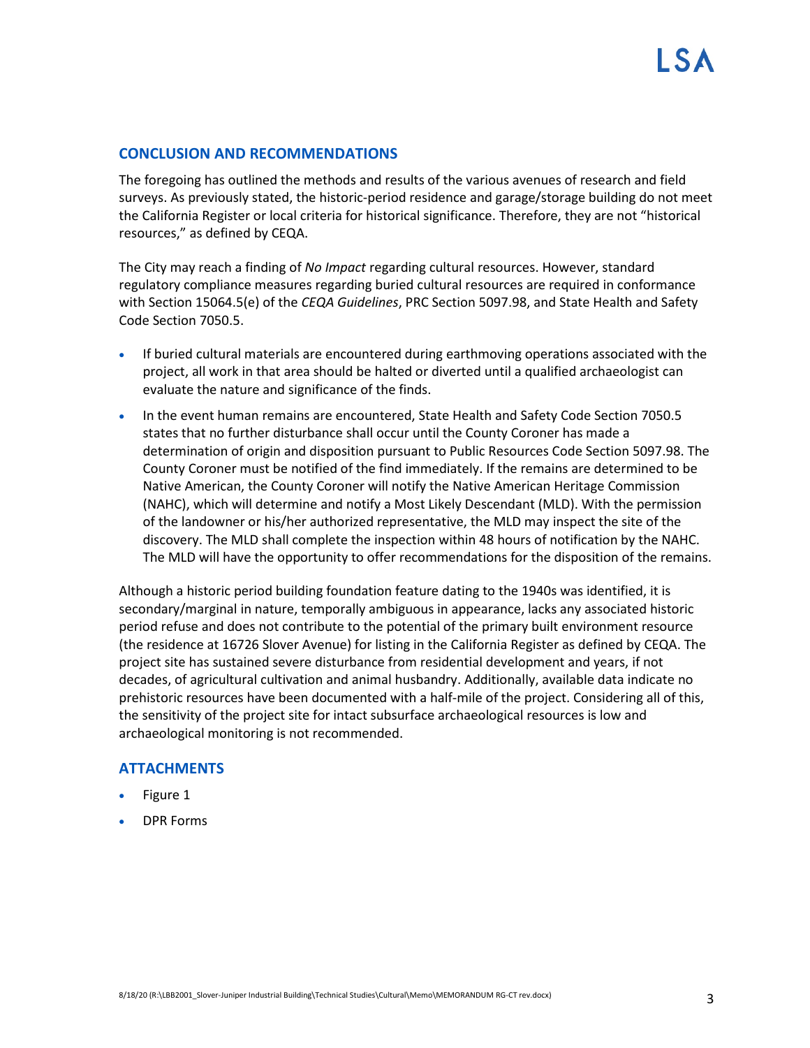## CONCLUSION AND RECOMMENDATIONS

The foregoing has outlined the methods and results of the various avenues of research and field surveys. As previously stated, the historic-period residence and garage/storage building do not meet the California Register or local criteria for historical significance. Therefore, they are not "historical resources," as defined by CEQA.

The City may reach a finding of *No Impact* regarding cultural resources. However, standard regulatory compliance measures regarding buried cultural resources are required in conformance with Section 15064.5(e) of the *CEQA Guidelines*, PRC Section 5097.98, and State Health and Safety Code Section 7050.5.

- If buried cultural materials are encountered during earthmoving operations associated with the project, all work in that area should be halted or diverted until a qualified archaeologist can evaluate the nature and significance of the finds.
- In the event human remains are encountered, State Health and Safety Code Section 7050.5 states that no further disturbance shall occur until the County Coroner has made a determination of origin and disposition pursuant to Public Resources Code Section 5097.98. The County Coroner must be notified of the find immediately. If the remains are determined to be Native American, the County Coroner will notify the Native American Heritage Commission (NAHC), which will determine and notify a Most Likely Descendant (MLD). With the permission of the landowner or his/her authorized representative, the MLD may inspect the site of the discovery. The MLD shall complete the inspection within 48 hours of notification by the NAHC. The MLD will have the opportunity to offer recommendations for the disposition of the remains.

Although a historic period building foundation feature dating to the 1940s was identified, it is secondary/marginal in nature, temporally ambiguous in appearance, lacks any associated historic period refuse and does not contribute to the potential of the primary built environment resource (the residence at 16726 Slover Avenue) for listing in the California Register as defined by CEQA. The project site has sustained severe disturbance from residential development and years, if not decades, of agricultural cultivation and animal husbandry. Additionally, available data indicate no prehistoric resources have been documented with a half-mile of the project. Considering all of this, the sensitivity of the project site for intact subsurface archaeological resources is low and archaeological monitoring is not recommended.

## ATTACHMENTS

- Figure 1
- DPR Forms